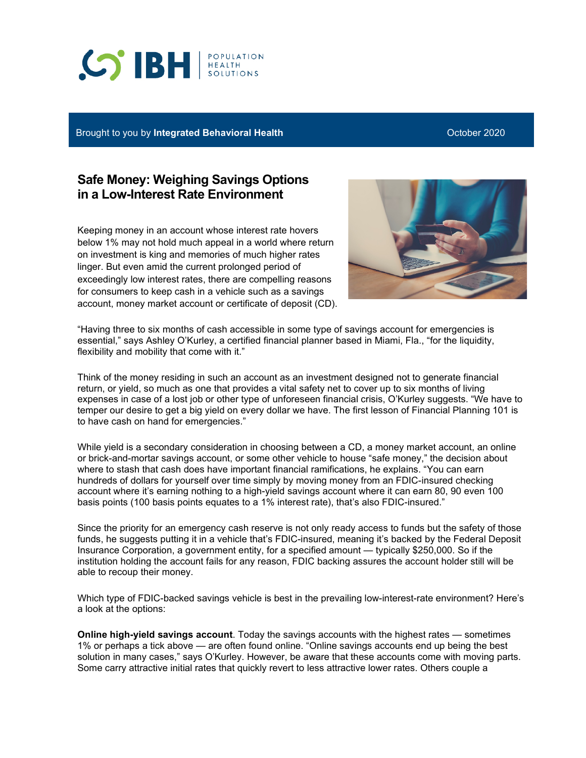Brought to you by **Integrated Behavioral Health** October 2020

# Safe Money: Weighing Savings Options in a Low-Interest Rate Environment

Keeping money in an account whose interest rate hovers below 1% may not hold much appeal in a world where return on investment is king and memories of much higher rates linger. But even amid the current prolonged period of exceedingly low interest rates, there are compelling reasons for consumers to keep cash in a vehicle such as a savings account, money market account or certificate of deposit (CD).

"Having three to six months of cash accessible in some type of savings account for emergencies is essential," says Ashley O'Kurley, a certified financial planner based in Miami, Fla., "for the liquidity, flexibility and mobility that come with it."

Think of the money residing in such an account as an investment designed not to generate financial return, or yield, so much as one that provides a vital safety net to cover up to six months of living expenses in case of a lost job or other type of unforeseen financial crisis, O'Kurley suggests. "We have to temper our desire to get a big yield on every dollar we have. The first lesson of Financial Planning 101 is to have cash on hand for emergencies."

While yield is a secondary consideration in choosing between a CD, a money market account, an online or brick-and-mortar savings account, or some other vehicle to house "safe money," the decision about where to stash that cash does have important financial ramifications, he explains. "You can earn hundreds of dollars for yourself over time simply by moving money from an FDIC-insured checking account where it's earning nothing to a high-yield savings account where it can earn 80, 90 even 100 basis points (100 basis points equates to a 1% interest rate), that's also FDIC-insured."

Since the priority for an emergency cash reserve is not only ready access to funds but the safety of those funds, he suggests putting it in a vehicle that's FDIC-insured, meaning it's backed by the Federal Deposit Insurance Corporation, a government entity, for a specified amount — typically $250,000. So if the institution holding the account fails for any reason, FDIC backing assures the account holder still will be able to recoup their money.

Which type of FDIC-backed savings vehicle is best in the prevailing low-interest-rate environment? Here's a look at the options:

**Online high-yield savings account**. Today the savings accounts with the highest rates — sometimes 1% or perhaps a tick above — are often found online. "Online savings accounts end up being the best solution in many cases," says O'Kurley. However, be aware that these accounts come with moving parts. Some carry attractive initial rates that quickly revert to less attractive lower rates. Others couple a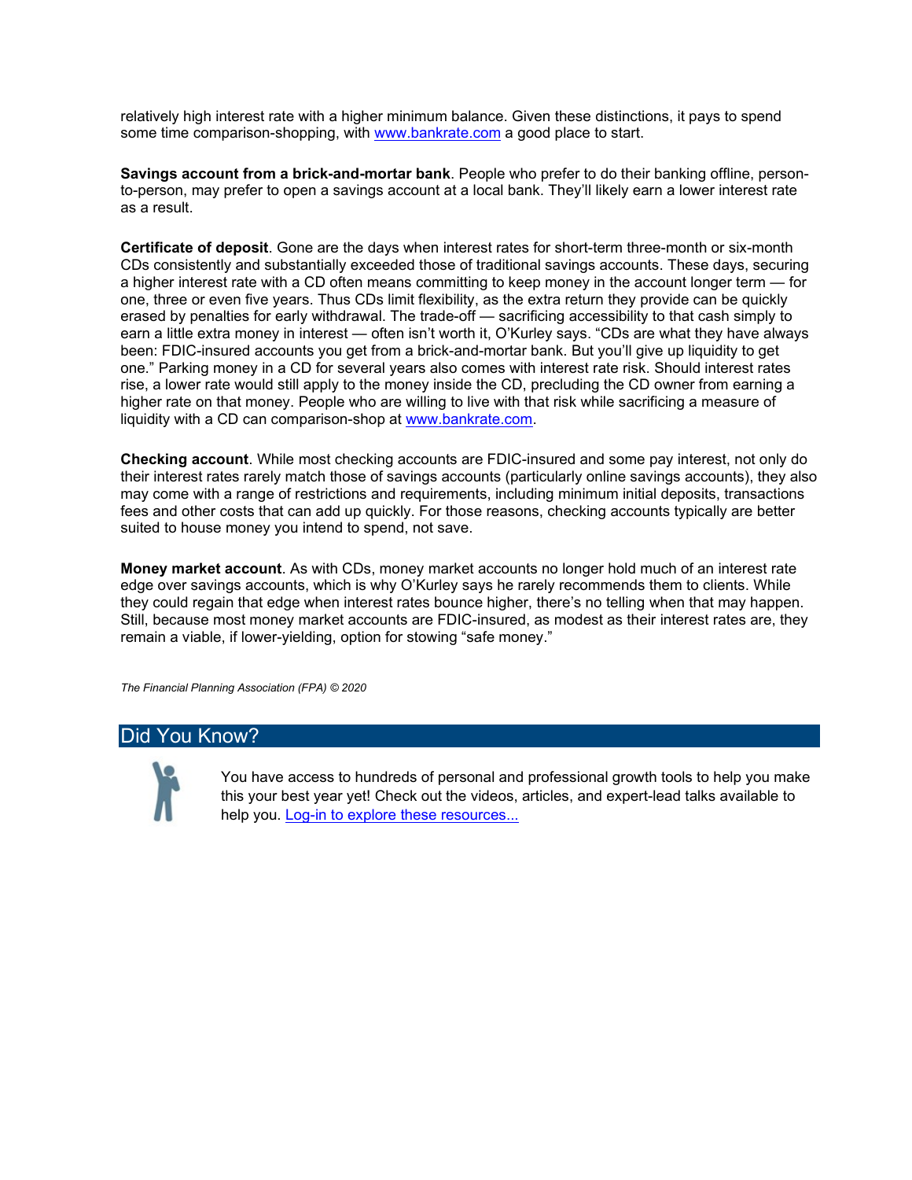relatively high interest rate with a higher minimum balance. Given these distinctions, it pays to spend some time comparison-shopping, with [www.bankrate.com](http://www.bankrate.com) a good place to start.

**Savings account from a brick-and-mortar bank**. People who prefer to do their banking offline, person-to-person, may prefer to open a savings account at a local bank. They'll likely earn a lower interest rate as a result.

**Certificate of deposit**. Gone are the days when interest rates for short-term three-month or six-month CDs consistently and substantially exceeded those of traditional savings accounts. These days, securing a higher interest rate with a CD often means committing to keep money in the account longer term — for one, three or even five years. Thus CDs limit flexibility, as the extra return they provide can be quickly erased by penalties for early withdrawal. The trade-off — sacrificing accessibility to that cash simply to earn a little extra money in interest — often isn't worth it, O'Kurley says. "CDs are what they have always been: FDIC-insured accounts you get from a brick-and-mortar bank. But you'll give up liquidity to get one." Parking money in a CD for several years also comes with interest rate risk. Should interest rates rise, a lower rate would still apply to the money inside the CD, precluding the CD owner from earning a higher rate on that money. People who are willing to live with that risk while sacrificing a measure of liquidity with a CD can comparison-shop at [www.bankrate.com](http://www.bankrate.com).

**Checking account**. While most checking accounts are FDIC-insured and some pay interest, not only do their interest rates rarely match those of savings accounts (particularly online savings accounts), they also may come with a range of restrictions and requirements, including minimum initial deposits, transactions fees and other costs that can add up quickly. For those reasons, checking accounts typically are better suited to house money you intend to spend, not save.

**Money market account**. As with CDs, money market accounts no longer hold much of an interest rate edge over savings accounts, which is why O'Kurley says he rarely recommends them to clients. While they could regain that edge when interest rates bounce higher, there's no telling when that may happen. Still, because most money market accounts are FDIC-insured, as modest as their interest rates are, they remain a viable, if lower-yielding, option for stowing "safe money."

*The Financial Planning Association (FPA) © 2020*

## Did You Know?

You have access to hundreds of personal and professional growth tools to help you make this your best year yet! Check out the videos, articles, and expert-lead talks available to help you. Log-in to explore these resources...